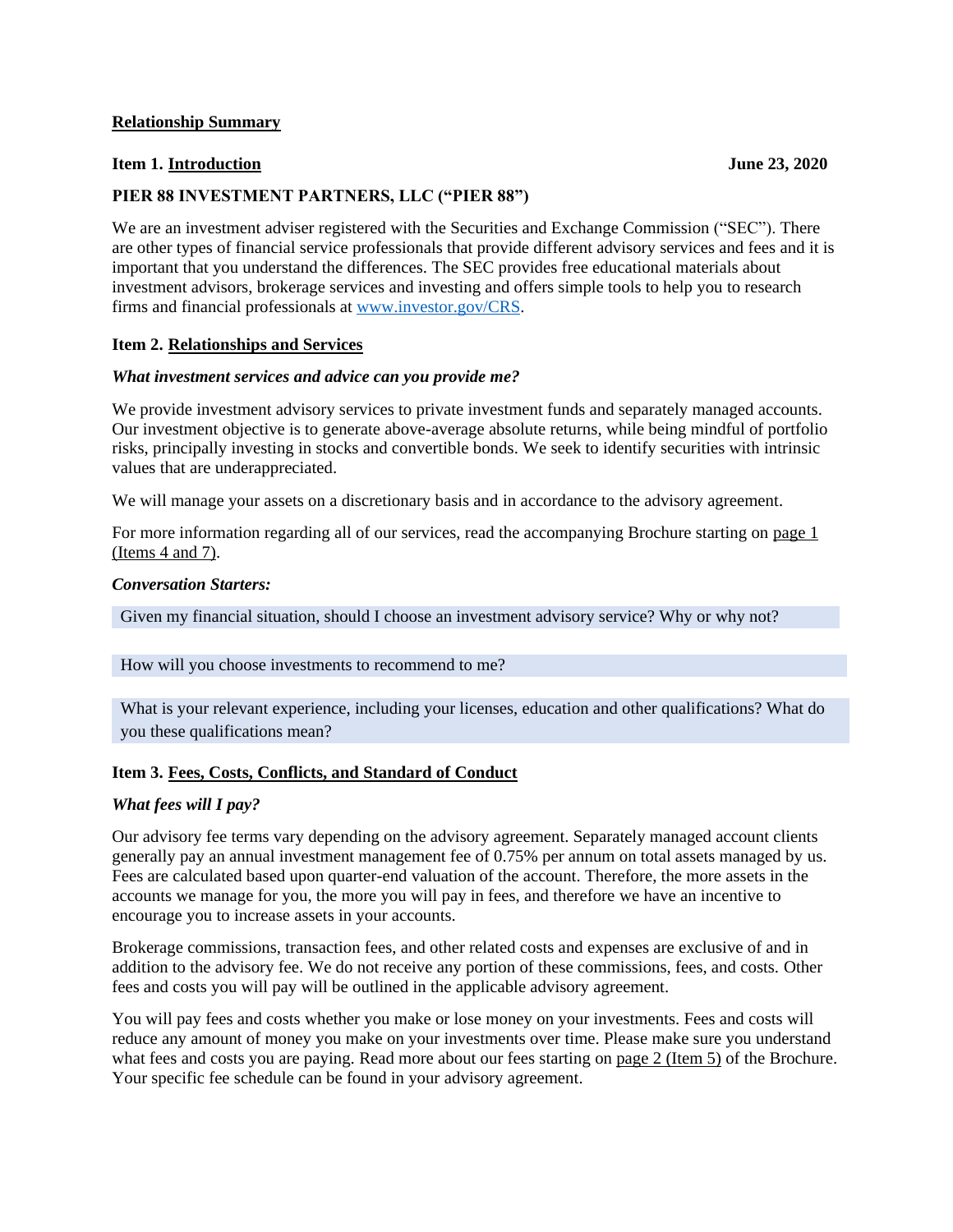**Relationship Summary**

**Item 1. Introduction** **June 23, 2020**

**PIER 88 INVESTMENT PARTNERS, LLC ("PIER 88")**

We are an investment adviser registered with the Securities and Exchange Commission ("SEC"). There are other types of financial service professionals that provide different advisory services and fees and it is important that you understand the differences. The SEC provides free educational materials about investment advisors, brokerage services and investing and offers simple tools to help you to research firms and financial professionals at [www.investor.gov/CRS](http://www.investor.gov/CRS).

**Item 2. Relationships and Services**

***What investment services and advice can you provide me?***

We provide investment advisory services to private investment funds and separately managed accounts. Our investment objective is to generate above-average absolute returns, while being mindful of portfolio risks, principally investing in stocks and convertible bonds. We seek to identify securities with intrinsic values that are underappreciated.

We will manage your assets on a discretionary basis and in accordance to the advisory agreement.

For more information regarding all of our services, read the accompanying Brochure starting on page 1 (Items 4 and 7).

***Conversation Starters:***

Given my financial situation, should I choose an investment advisory service? Why or why not?

How will you choose investments to recommend to me?

What is your relevant experience, including your licenses, education and other qualifications? What do you these qualifications mean?

**Item 3. Fees, Costs, Conflicts, and Standard of Conduct**

***What fees will I pay?***

Our advisory fee terms vary depending on the advisory agreement. Separately managed account clients generally pay an annual investment management fee of 0.75% per annum on total assets managed by us. Fees are calculated based upon quarter-end valuation of the account. Therefore, the more assets in the accounts we manage for you, the more you will pay in fees, and therefore we have an incentive to encourage you to increase assets in your accounts.

Brokerage commissions, transaction fees, and other related costs and expenses are exclusive of and in addition to the advisory fee. We do not receive any portion of these commissions, fees, and costs. Other fees and costs you will pay will be outlined in the applicable advisory agreement.

You will pay fees and costs whether you make or lose money on your investments. Fees and costs will reduce any amount of money you make on your investments over time. Please make sure you understand what fees and costs you are paying. Read more about our fees starting on page 2 (Item 5) of the Brochure. Your specific fee schedule can be found in your advisory agreement.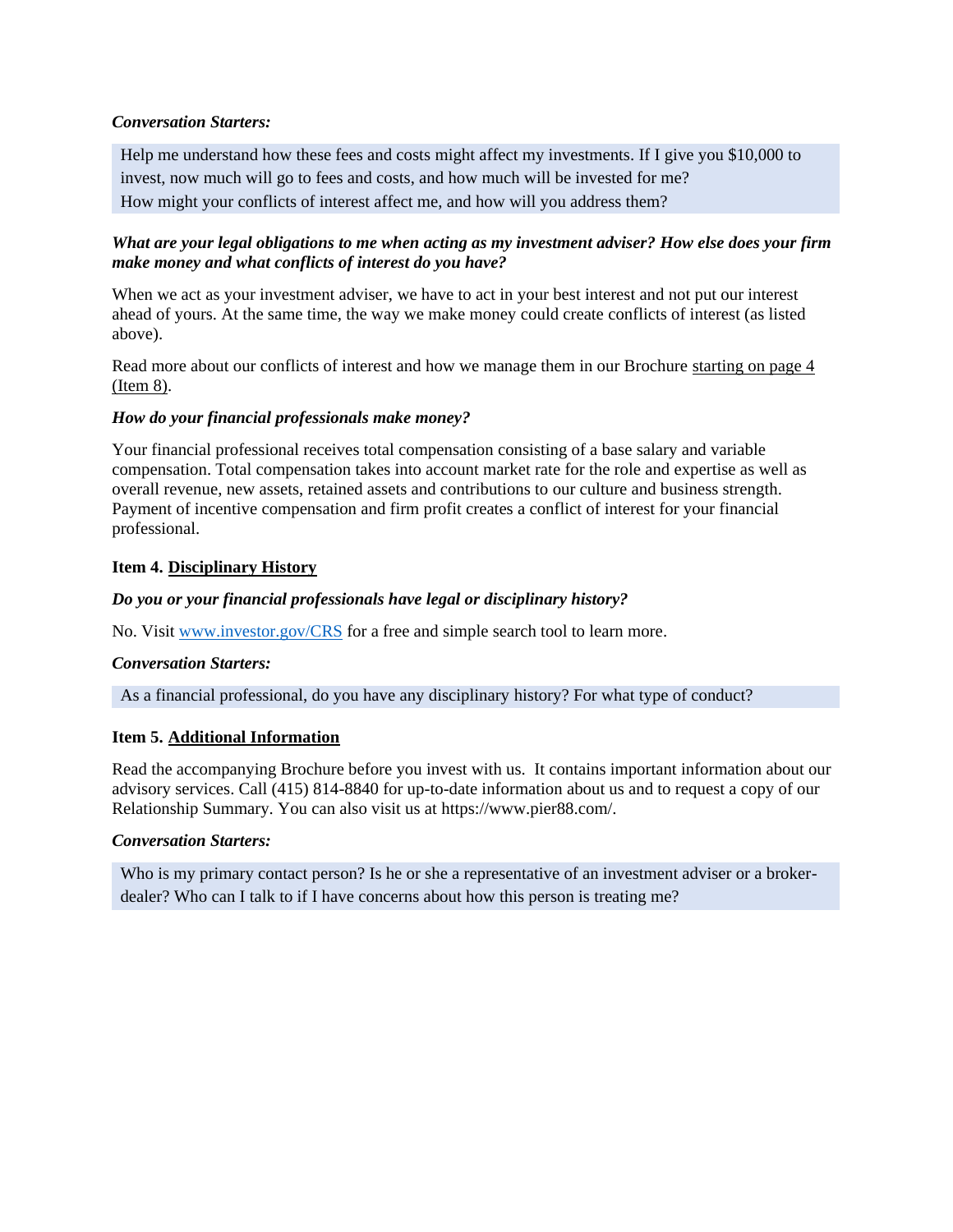***Conversation Starters:***

> Help me understand how these fees and costs might affect my investments. If I give you $10,000 to invest, now much will go to fees and costs, and how much will be invested for me?
> How might your conflicts of interest affect me, and how will you address them?

***What are your legal obligations to me when acting as my investment adviser? How else does your firm make money and what conflicts of interest do you have?***

When we act as your investment adviser, we have to act in your best interest and not put our interest ahead of yours. At the same time, the way we make money could create conflicts of interest (as listed above).

Read more about our conflicts of interest and how we manage them in our Brochure starting on page 4 (Item 8).

***How do your financial professionals make money?***

Your financial professional receives total compensation consisting of a base salary and variable compensation. Total compensation takes into account market rate for the role and expertise as well as overall revenue, new assets, retained assets and contributions to our culture and business strength. Payment of incentive compensation and firm profit creates a conflict of interest for your financial professional.

**Item 4. Disciplinary History**

***Do you or your financial professionals have legal or disciplinary history?***

No. Visit [www.investor.gov/CRS](www.investor.gov/CRS) for a free and simple search tool to learn more.

***Conversation Starters:***

> As a financial professional, do you have any disciplinary history? For what type of conduct?

**Item 5. Additional Information**

Read the accompanying Brochure before you invest with us. It contains important information about our advisory services. Call (415) 814-8840 for up-to-date information about us and to request a copy of our Relationship Summary. You can also visit us at https://www.pier88.com/.

***Conversation Starters:***

> Who is my primary contact person? Is he or she a representative of an investment adviser or a broker-dealer? Who can I talk to if I have concerns about how this person is treating me?